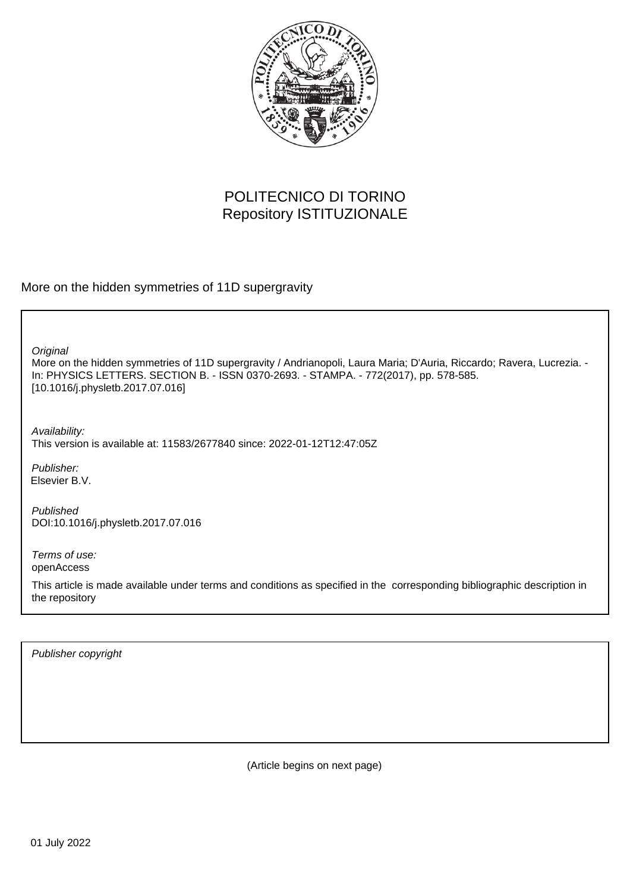POLITECNICO DI TORINO
Repository ISTITUZIONALE

More on the hidden symmetries of 11D supergravity

*Original*
More on the hidden symmetries of 11D supergravity / Andrianopoli, Laura Maria; D'Auria, Riccardo; Ravera, Lucrezia. - In: PHYSICS LETTERS. SECTION B. - ISSN 0370-2693. - STAMPA. - 772(2017), pp. 578-585. [10.1016/j.physletb.2017.07.016]

*Availability:*
This version is available at: 11583/2677840 since: 2022-01-12T12:47:05Z

*Publisher:*
Elsevier B.V.

*Published*
DOI:10.1016/j.physletb.2017.07.016

*Terms of use:*
openAccess

This article is made available under terms and conditions as specified in the corresponding bibliographic description in the repository

*Publisher copyright*

(Article begins on next page)

01 July 2022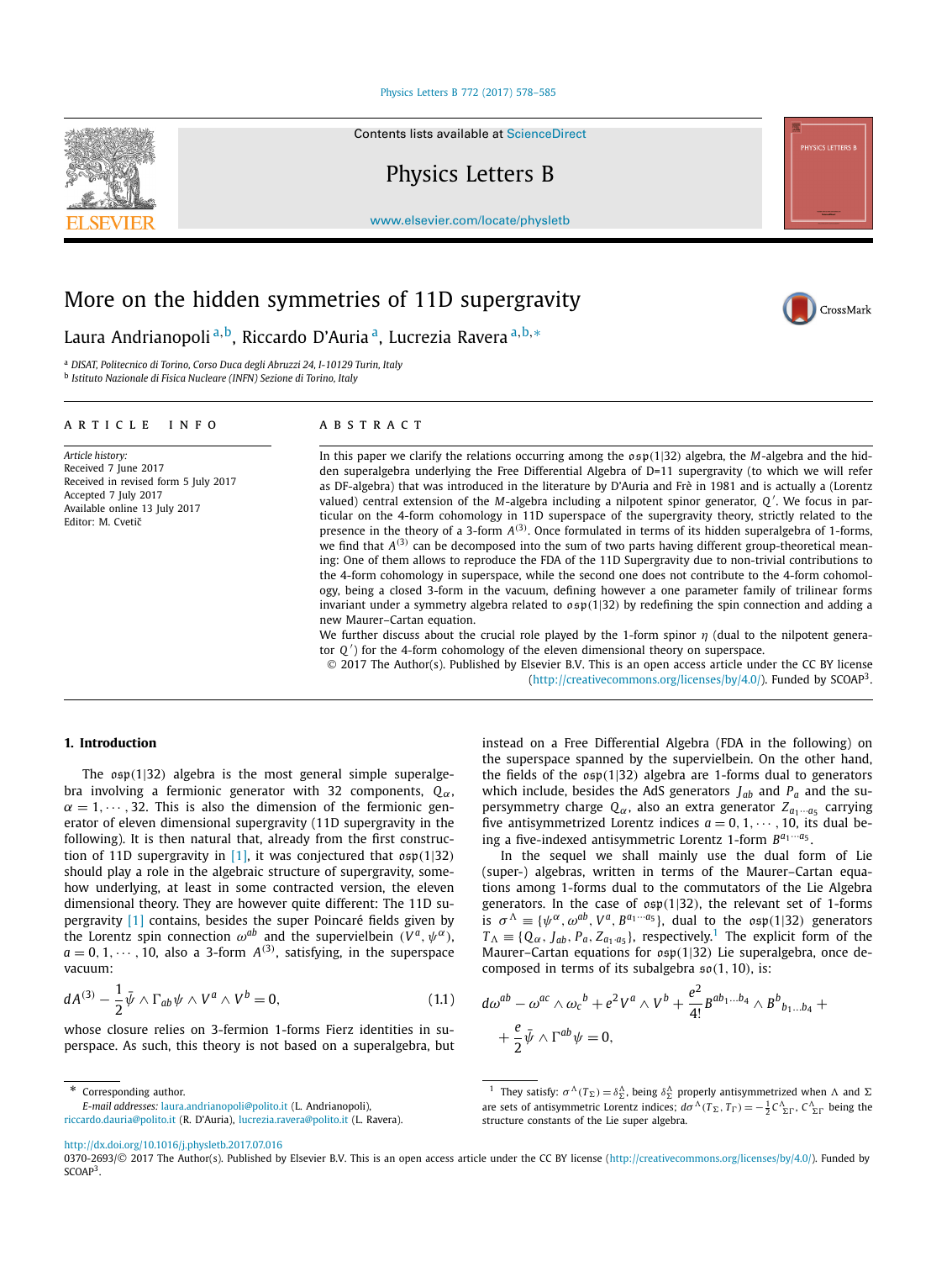# More on the hidden symmetries of 11D supergravity

Laura Andrianopoli [a,b], Riccardo D'Auria [a], Lucrezia Ravera [a,b,*]

[a] DISAT, Politecnico di Torino, Corso Duca degli Abruzzi 24, I-10129 Turin, Italy
[b] Istituto Nazionale di Fisica Nucleare (INFN) Sezione di Torino, Italy

## ARTICLE INFO

*Article history:*
Received 7 June 2017
Received in revised form 5 July 2017
Accepted 7 July 2017
Available online 13 July 2017
Editor: M. Cvetič

## ABSTRACT

In this paper we clarify the relations occurring among the $\mathfrak{osp}(1|32)$ algebra, the *M*-algebra and the hidden superalgebra underlying the Free Differential Algebra of D=11 supergravity (to which we will refer as DF-algebra) that was introduced in the literature by D'Auria and Frè in 1981 and is actually a (Lorentz valued) central extension of the *M*-algebra including a nilpotent spinor generator, $Q'$. We focus in particular on the 4-form cohomology in 11D superspace of the supergravity theory, strictly related to the presence in the theory of a 3-form $A^{(3)}$. Once formulated in terms of its hidden superalgebra of 1-forms, we find that $A^{(3)}$ can be decomposed into the sum of two parts having different group-theoretical meaning: One of them allows to reproduce the FDA of the 11D Supergravity due to non-trivial contributions to the 4-form cohomology in superspace, while the second one does not contribute to the 4-form cohomology, being a closed 3-form in the vacuum, defining however a one parameter family of trilinear forms invariant under a symmetry algebra related to $\mathfrak{osp}(1|32)$ by redefining the spin connection and adding a new Maurer–Cartan equation.

We further discuss about the crucial role played by the 1-form spinor $\eta$ (dual to the nilpotent generator $Q'$) for the 4-form cohomology of the eleven dimensional theory on superspace.

© 2017 The Author(s). Published by Elsevier B.V. This is an open access article under the CC BY license (http://creativecommons.org/licenses/by/4.0/). Funded by SCOAP[3].

## 1. Introduction

The $\mathfrak{osp}(1|32)$ algebra is the most general simple superalgebra involving a fermionic generator with 32 components, $Q_\alpha$, $\alpha = 1, \cdots, 32$. This is also the dimension of the fermionic generator of eleven dimensional supergravity (11D supergravity in the following). It is then natural that, already from the first construction of 11D supergravity in [1], it was conjectured that $\mathfrak{osp}(1|32)$ should play a role in the algebraic structure of supergravity, somehow underlying, at least in some contracted version, the eleven dimensional theory. They are however quite different: The 11D supergravity [1] contains, besides the super Poincaré fields given by the Lorentz spin connection $\omega^{ab}$ and the supervielbein $(V^a, \psi^\alpha)$, $a = 0, 1, \cdots, 10$, also a 3-form $A^{(3)}$, satisfying, in the superspace vacuum:

$$dA^{(3)} - \frac{1}{2}\bar{\psi} \wedge \Gamma_{ab}\psi \wedge V^a \wedge V^b = 0, \tag{1.1}$$

whose closure relies on 3-fermion 1-forms Fierz identities in superspace. As such, this theory is not based on a superalgebra, but instead on a Free Differential Algebra (FDA in the following) on the superspace spanned by the supervielbein. On the other hand, the fields of the $\mathfrak{osp}(1|32)$ algebra are 1-forms dual to generators which include, besides the AdS generators $J_{ab}$ and $P_a$ and the supersymmetry charge $Q_\alpha$, also an extra generator $Z_{a_1\cdots a_5}$ carrying five antisymmetrized Lorentz indices $a = 0, 1, \cdots, 10$, its dual being a five-indexed antisymmetric Lorentz 1-form $B^{a_1\cdots a_5}$.

In the sequel we shall mainly use the dual form of Lie (super-) algebras, written in terms of the Maurer–Cartan equations among 1-forms dual to the commutators of the Lie Algebra generators. In the case of $\mathfrak{osp}(1|32)$, the relevant set of 1-forms is $\sigma^\Lambda \equiv \{\psi^\alpha, \omega^{ab}, V^a, B^{a_1\cdots a_5}\}$, dual to the $\mathfrak{osp}(1|32)$ generators $T_\Lambda \equiv \{Q_\alpha, J_{ab}, P_a, Z_{a_1\cdots a_5}\}$, respectively.[1] The explicit form of the Maurer–Cartan equations for $\mathfrak{osp}(1|32)$ Lie superalgebra, once decomposed in terms of its subalgebra $\mathfrak{so}(1,10)$, is:

$$d\omega^{ab} - \omega^{ac} \wedge \omega_c{}^b + e^2 V^a \wedge V^b + \frac{e^2}{4!}B^{ab_1\ldots b_4} \wedge B^b{}_{b_1\ldots b_4} + \frac{e}{2}\bar{\psi} \wedge \Gamma^{ab}\psi = 0,$$

---

\* Corresponding author.
*E-mail addresses:* laura.andrianopoli@polito.it (L. Andrianopoli), riccardo.dauria@polito.it (R. D'Auria), lucrezia.ravera@polito.it (L. Ravera).

[1] They satisfy: $\sigma^\Lambda(T_\Sigma) = \delta^\Lambda_\Sigma$, being $\delta^\Lambda_\Sigma$ properly antisymmetrized when $\Lambda$ and $\Sigma$ are sets of antisymmetric Lorentz indices; $d\sigma^\Lambda(T_\Sigma, T_\Gamma) = -\frac{1}{2}C^\Lambda{}_{\Sigma\Gamma}$, $C^\Lambda{}_{\Sigma\Gamma}$ being the structure constants of the Lie super algebra.

http://dx.doi.org/10.1016/j.physletb.2017.07.016
0370-2693/© 2017 The Author(s). Published by Elsevier B.V. This is an open access article under the CC BY license (http://creativecommons.org/licenses/by/4.0/). Funded by SCOAP[3].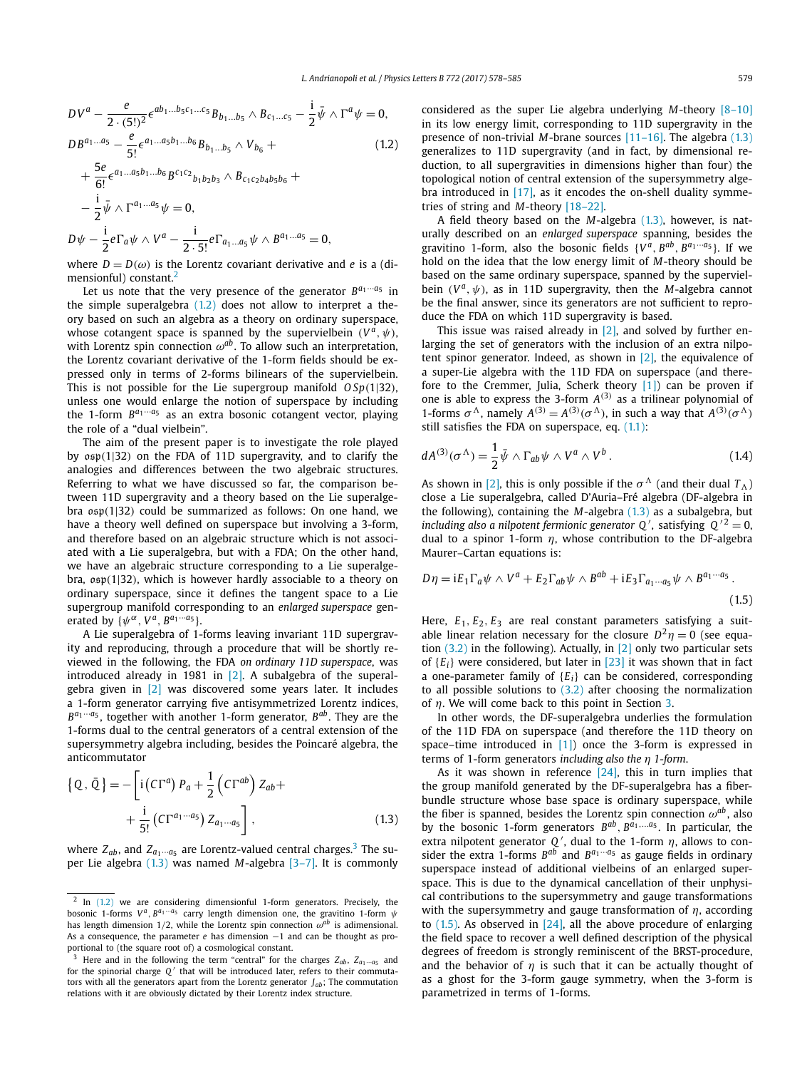$$
\begin{aligned}
&DV^a - \frac{e}{2\cdot(5!)^2}\epsilon^{ab_1\dots b_5c_1\dots c_5}B_{b_1\dots b_5}\wedge B_{c_1\dots c_5} - \frac{\mathrm{i}}{2}\bar\psi\wedge\Gamma^a\psi = 0,\\
&DB^{a_1\dots a_5} - \frac{e}{5!}\epsilon^{a_1\dots a_5b_1\dots b_6}B_{b_1\dots b_5}\wedge V_{b_6} + \\
&+\frac{5e}{6!}\epsilon^{a_1\dots a_5b_1\dots b_6}B^{c_1c_2}{}_{b_1b_2b_3}\wedge B_{c_1c_2b_4b_5b_6} + \\
&-\frac{\mathrm{i}}{2}\bar\psi\wedge\Gamma^{a_1\dots a_5}\psi = 0,\\
&D\psi - \frac{\mathrm{i}}{2}e\Gamma_a\psi\wedge V^a - \frac{\mathrm{i}}{2\cdot 5!}e\Gamma_{a_1\dots a_5}\psi\wedge B^{a_1\dots a_5} = 0,
\end{aligned}
\tag{1.2}
$$

where $D = D(\omega)$ is the Lorentz covariant derivative and $e$ is a (dimensional) constant.[2]

Let us note that the very presence of the generator $B^{a_1\cdots a_5}$ in the simple superalgebra (1.2) does not allow to interpret a theory based on such an algebra as a theory on ordinary superspace, whose cotangent space is spanned by the supervielbein $(V^a,\psi)$, with Lorentz spin connection $\omega^{ab}$. To allow such an interpretation, the Lorentz covariant derivative of the 1-form fields should be expressed only in terms of 2-forms bilinears of the supervielbein. This is not possible for the Lie supergroup manifold $OSp(1|32)$, unless one would enlarge the notion of superspace by including the 1-form $B^{a_1\cdots a_5}$ as an extra bosonic cotangent vector, playing the role of a "dual vielbein".

The aim of the present paper is to investigate the role played by $\mathfrak{osp}(1|32)$ on the FDA of 11D supergravity, and to clarify the analogies and differences between the two algebraic structures. Referring to what we have discussed so far, the comparison between 11D supergravity and a theory based on the Lie superalgebra $\mathfrak{osp}(1|32)$ could be summarized as follows: On one hand, we have a theory well defined on superspace but involving a 3-form, and therefore based on an algebraic structure which is not associated with a Lie superalgebra, but with a FDA; On the other hand, we have an algebraic structure corresponding to a Lie superalgebra, $\mathfrak{osp}(1|32)$, which is however hardly associable to a theory on ordinary superspace, since it defines the tangent space to a Lie supergroup manifold corresponding to an *enlarged superspace* generated by $\{\psi^\alpha, V^a, B^{a_1\cdots a_5}\}$.

A Lie superalgebra of 1-forms leaving invariant 11D supergravity and reproducing, through a procedure that will be shortly reviewed in the following, the FDA *on ordinary 11D superspace*, was introduced already in 1981 in [2]. A subalgebra of the superalgebra given in [2] was discovered some years later. It includes a 1-form generator carrying five antisymmetrized Lorentz indices, $B^{a_1\cdots a_5}$, together with another 1-form generator, $B^{ab}$. They are the 1-forms dual to the central generators of a central extension of the supersymmetry algebra including, besides the Poincaré algebra, the anticommutator

$$
\{Q,\bar Q\} = -\left[\mathrm{i}\left(C\Gamma^a\right)P_a + \frac{1}{2}\left(C\Gamma^{ab}\right)Z_{ab} + \right.
\left.+\frac{\mathrm{i}}{5!}\left(C\Gamma^{a_1\cdots a_5}\right)Z_{a_1\cdots a_5}\right],
\tag{1.3}
$$

where $Z_{ab}$, and $Z_{a_1\cdots a_5}$ are Lorentz-valued central charges.[3] The super Lie algebra (1.3) was named *M*-algebra [3–7]. It is commonly considered as the super Lie algebra underlying *M*-theory [8–10] in its low energy limit, corresponding to 11D supergravity in the presence of non-trivial *M*-brane sources [11–16]. The algebra (1.3) generalizes to 11D supergravity (and in fact, by dimensional reduction, to all supergravities in dimensions higher than four) the topological notion of central extension of the supersymmetry algebra introduced in [17], as it encodes the on-shell duality symmetries of string and *M*-theory [18–22].

A field theory based on the *M*-algebra (1.3), however, is naturally described on an *enlarged superspace* spanning, besides the gravitino 1-form, also the bosonic fields $\{V^a, B^{ab}, B^{a_1\cdots a_5}\}$. If we hold on the idea that the low energy limit of *M*-theory should be based on the same ordinary superspace, spanned by the supervielbein $(V^a,\psi)$, as in 11D supergravity, then the *M*-algebra cannot be the final answer, since its generators are not sufficient to reproduce the FDA on which 11D supergravity is based.

This issue was raised already in [2], and solved by further enlarging the set of generators with the inclusion of an extra nilpotent spinor generator. Indeed, as shown in [2], the equivalence of a super-Lie algebra with the 11D FDA on superspace (and therefore to the Cremmer, Julia, Scherk theory [1]) can be proven if one is able to express the 3-form $A^{(3)}$ as a trilinear polynomial of 1-forms $\sigma^\Lambda$, namely $A^{(3)} = A^{(3)}(\sigma^\Lambda)$, in such a way that $A^{(3)}(\sigma^\Lambda)$ still satisfies the FDA on superspace, eq. (1.1):

$$
dA^{(3)}(\sigma^\Lambda) = \frac{1}{2}\bar\psi\wedge\Gamma_{ab}\psi\wedge V^a\wedge V^b\,.
\tag{1.4}
$$

As shown in [2], this is only possible if the $\sigma^\Lambda$ (and their dual $T_\Lambda$) close a Lie superalgebra, called D'Auria–Fré algebra (DF-algebra in the following), containing the *M*-algebra (1.3) as a subalgebra, but *including also a nilpotent fermionic generator* $Q'$, satisfying $Q'^2 = 0$, dual to a spinor 1-form $\eta$, whose contribution to the DF-algebra Maurer–Cartan equations is:

$$
D\eta = \mathrm{i}E_1\Gamma_a\psi\wedge V^a + E_2\Gamma_{ab}\psi\wedge B^{ab} + \mathrm{i}E_3\Gamma_{a_1\cdots a_5}\psi\wedge B^{a_1\cdots a_5}\,.
\tag{1.5}
$$

Here, $E_1, E_2, E_3$ are real constant parameters satisfying a suitable linear relation necessary for the closure $D^2\eta = 0$ (see equation (3.2) in the following). Actually, in [2] only two particular sets of $\{E_i\}$ were considered, but later in [23] it was shown that in fact a one-parameter family of $\{E_i\}$ can be considered, corresponding to all possible solutions to (3.2) after choosing the normalization of $\eta$. We will come back to this point in Section 3.

In other words, the DF-superalgebra underlies the formulation of the 11D FDA on superspace (and therefore the 11D theory on space–time introduced in [1]) once the 3-form is expressed in terms of 1-form generators *including also the* $\eta$ *1-form*.

As it was shown in reference [24], this in turn implies that the group manifold generated by the DF-superalgebra has a fiber-bundle structure whose base space is ordinary superspace, while the fiber is spanned, besides the Lorentz spin connection $\omega^{ab}$, also by the bosonic 1-form generators $B^{ab}, B^{a_1\dots a_5}$. In particular, the extra nilpotent generator $Q'$, dual to the 1-form $\eta$, allows to consider the extra 1-forms $B^{ab}$ and $B^{a_1\cdots a_5}$ as gauge fields in ordinary superspace instead of additional vielbeins of an enlarged superspace. This is due to the dynamical cancellation of their unphysical contributions to the supersymmetry and gauge transformations with the supersymmetry and gauge transformation of $\eta$, according to (1.5). As observed in [24], all the above procedure of enlarging the field space to recover a well defined description of the physical degrees of freedom is strongly reminiscent of the BRST-procedure, and the behavior of $\eta$ is such that it can be actually thought of as a ghost for the 3-form gauge symmetry, when the 3-form is parametrized in terms of 1-forms.

---

[2] In (1.2) we are considering dimensionful 1-form generators. Precisely, the bosonic 1-forms $V^a, B^{a_1\cdots a_5}$ carry length dimension one, the gravitino 1-form $\psi$ has length dimension 1/2, while the Lorentz spin connection $\omega^{ab}$ is adimensional. As a consequence, the parameter $e$ has dimension $-1$ and can be thought as proportional to (the square root of) a cosmological constant.

[3] Here and in the following the term "central" for the charges $Z_{ab}$, $Z_{a_1\cdots a_5}$ and for the spinorial charge $Q'$ that will be introduced later, refers to their commutators with all the generators apart from the Lorentz generator $J_{ab}$; The commutation relations with it are obviously dictated by their Lorentz index structure.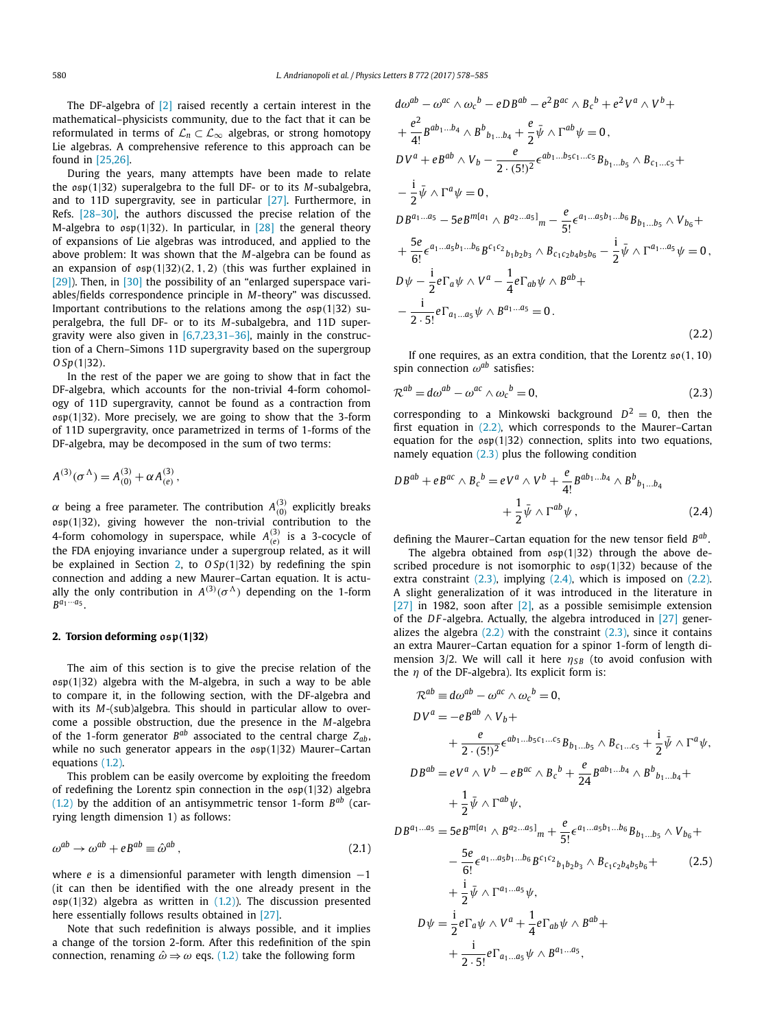The DF-algebra of [2] raised recently a certain interest in the mathematical–physicists community, due to the fact that it can be reformulated in terms of $\mathcal{L}_n \subset \mathcal{L}_\infty$ algebras, or strong homotopy Lie algebras. A comprehensive reference to this approach can be found in [25,26].

During the years, many attempts have been made to relate the $\mathfrak{osp}(1|32)$ superalgebra to the full DF- or to its $M$-subalgebra, and to 11D supergravity, see in particular [27]. Furthermore, in Refs. [28–30], the authors discussed the precise relation of the M-algebra to $\mathfrak{osp}(1|32)$. In particular, in [28] the general theory of expansions of Lie algebras was introduced, and applied to the above problem: It was shown that the $M$-algebra can be found as an expansion of $\mathfrak{osp}(1|32)(2,1,2)$ (this was further explained in [29]). Then, in [30] the possibility of an "enlarged superspace variables/fields correspondence principle in $M$-theory" was discussed. Important contributions to the relations among the $\mathfrak{osp}(1|32)$ superalgebra, the full DF- or to its $M$-subalgebra, and 11D supergravity were also given in [6,7,23,31–36], mainly in the construction of a Chern–Simons 11D supergravity based on the supergroup $OSp(1|32)$.

In the rest of the paper we are going to show that in fact the DF-algebra, which accounts for the non-trivial 4-form cohomology of 11D supergravity, cannot be found as a contraction from $\mathfrak{osp}(1|32)$. More precisely, we are going to show that the 3-form of 11D supergravity, once parametrized in terms of 1-forms of the DF-algebra, may be decomposed in the sum of two terms:

$$A^{(3)}(\sigma^\Lambda) = A^{(3)}_{(0)} + \alpha A^{(3)}_{(e)}\,,$$

$\alpha$ being a free parameter. The contribution $A^{(3)}_{(0)}$ explicitly breaks $\mathfrak{osp}(1|32)$, giving however the non-trivial contribution to the 4-form cohomology in superspace, while $A^{(3)}_{(e)}$ is a 3-cocycle of the FDA enjoying invariance under a supergroup related, as it will be explained in Section 2, to $OSp(1|32)$ by redefining the spin connection and adding a new Maurer–Cartan equation. It is actually the only contribution in $A^{(3)}(\sigma^\Lambda)$ depending on the 1-form $B^{a_1\cdots a_5}$.

## 2. Torsion deforming $\mathfrak{osp}(1|32)$

The aim of this section is to give the precise relation of the $\mathfrak{osp}(1|32)$ algebra with the M-algebra, in such a way to be able to compare it, in the following section, with the DF-algebra and with its $M$-(sub)algebra. This should in particular allow to overcome a possible obstruction, due the presence in the $M$-algebra of the 1-form generator $B^{ab}$ associated to the central charge $Z_{ab}$, while no such generator appears in the $\mathfrak{osp}(1|32)$ Maurer–Cartan equations (1.2).

This problem can be easily overcome by exploiting the freedom of redefining the Lorentz spin connection in the $\mathfrak{osp}(1|32)$ algebra (1.2) by the addition of an antisymmetric tensor 1-form $B^{ab}$ (carrying length dimension 1) as follows:

$$\omega^{ab} \to \omega^{ab} + eB^{ab} \equiv \hat{\omega}^{ab}\,, \tag{2.1}$$

where $e$ is a dimensionful parameter with length dimension $-1$ (it can then be identified with the one already present in the $\mathfrak{osp}(1|32)$ algebra as written in (1.2)). The discussion presented here essentially follows results obtained in [27].

Note that such redefinition is always possible, and it implies a change of the torsion 2-form. After this redefinition of the spin connection, renaming $\hat{\omega} \Rightarrow \omega$ eqs. (1.2) take the following form

$$
\begin{aligned}
& d\omega^{ab} - \omega^{ac}\wedge\omega_c{}^b - eDB^{ab} - e^2 B^{ac}\wedge B_c{}^b + e^2 V^a\wedge V^b + \\
& + \frac{e^2}{4!}B^{ab_1\ldots b_4}\wedge B^b{}_{b_1\ldots b_4} + \frac{e}{2}\bar\psi\wedge\Gamma^{ab}\psi = 0\,,\\
& DV^a + eB^{ab}\wedge V_b - \frac{e}{2\cdot(5!)^2}\epsilon^{ab_1\ldots b_5c_1\ldots c_5}B_{b_1\ldots b_5}\wedge B_{c_1\ldots c_5} + \\
& - \frac{\mathrm{i}}{2}\bar\psi\wedge\Gamma^a\psi = 0\,,\\
& DB^{a_1\ldots a_5} - 5eB^{m[a_1}\wedge B^{a_2\ldots a_5]}{}_m - \frac{e}{5!}\epsilon^{a_1\ldots a_5b_1\ldots b_6}B_{b_1\ldots b_5}\wedge V_{b_6} + \\
& + \frac{5e}{6!}\epsilon^{a_1\ldots a_5b_1\ldots b_6}B^{c_1c_2}{}_{b_1b_2b_3}\wedge B_{c_1c_2b_4b_5b_6} - \frac{\mathrm{i}}{2}\bar\psi\wedge\Gamma^{a_1\ldots a_5}\psi = 0\,,\\
& D\psi - \frac{\mathrm{i}}{2}e\Gamma_a\psi\wedge V^a - \frac{1}{4}e\Gamma_{ab}\psi\wedge B^{ab} + \\
& - \frac{\mathrm{i}}{2\cdot 5!}e\Gamma_{a_1\ldots a_5}\psi\wedge B^{a_1\ldots a_5} = 0\,.
\end{aligned}
\tag{2.2}
$$

If one requires, as an extra condition, that the Lorentz $\mathfrak{so}(1,10)$ spin connection $\omega^{ab}$ satisfies:

$$\mathcal{R}^{ab} = d\omega^{ab} - \omega^{ac}\wedge\omega_c{}^b = 0, \tag{2.3}$$

corresponding to a Minkowski background $D^2 = 0$, then the first equation in (2.2), which corresponds to the Maurer–Cartan equation for the $\mathfrak{osp}(1|32)$ connection, splits into two equations, namely equation (2.3) plus the following condition

$$
\begin{aligned}
DB^{ab} + eB^{ac}\wedge B_c{}^b = eV^a\wedge V^b + \frac{e}{4!}B^{ab_1\ldots b_4}\wedge B^b{}_{b_1\ldots b_4} \\
+ \frac{1}{2}\bar\psi\wedge\Gamma^{ab}\psi\,,
\end{aligned}
\tag{2.4}
$$

defining the Maurer–Cartan equation for the new tensor field $B^{ab}$.

The algebra obtained from $\mathfrak{osp}(1|32)$ through the above described procedure is not isomorphic to $\mathfrak{osp}(1|32)$ because of the extra constraint (2.3), implying (2.4), which is imposed on (2.2). A slight generalization of it was introduced in the literature in [27] in 1982, soon after [2], as a possible semisimple extension of the $DF$-algebra. Actually, the algebra introduced in [27] generalizes the algebra (2.2) with the constraint (2.3), since it contains an extra Maurer–Cartan equation for a spinor 1-form of length dimension 3/2. We will call it here $\eta_{SB}$ (to avoid confusion with the $\eta$ of the DF-algebra). Its explicit form is:

$$
\begin{aligned}
& \mathcal{R}^{ab} \equiv d\omega^{ab} - \omega^{ac}\wedge\omega_c{}^b = 0,\\
& DV^a = -eB^{ab}\wedge V_b + \\
& \qquad + \frac{e}{2\cdot(5!)^2}\epsilon^{ab_1\ldots b_5c_1\ldots c_5}B_{b_1\ldots b_5}\wedge B_{c_1\ldots c_5} + \frac{\mathrm{i}}{2}\bar\psi\wedge\Gamma^a\psi,\\
& DB^{ab} = eV^a\wedge V^b - eB^{ac}\wedge B_c{}^b + \frac{e}{24}B^{ab_1\ldots b_4}\wedge B^b{}_{b_1\ldots b_4} + \\
& \qquad + \frac{1}{2}\bar\psi\wedge\Gamma^{ab}\psi,\\
& DB^{a_1\ldots a_5} = 5eB^{m[a_1}\wedge B^{a_2\ldots a_5]}{}_m + \frac{e}{5!}\epsilon^{a_1\ldots a_5b_1\ldots b_6}B_{b_1\ldots b_5}\wedge V_{b_6} + \\
& \qquad - \frac{5e}{6!}\epsilon^{a_1\ldots a_5b_1\ldots b_6}B^{c_1c_2}{}_{b_1b_2b_3}\wedge B_{c_1c_2b_4b_5b_6} + \\
& \qquad + \frac{\mathrm{i}}{2}\bar\psi\wedge\Gamma^{a_1\ldots a_5}\psi,\\
& D\psi = \frac{\mathrm{i}}{2}e\Gamma_a\psi\wedge V^a + \frac{1}{4}e\Gamma_{ab}\psi\wedge B^{ab} + \\
& \qquad + \frac{\mathrm{i}}{2\cdot 5!}e\Gamma_{a_1\ldots a_5}\psi\wedge B^{a_1\ldots a_5},
\end{aligned}
\tag{2.5}
$$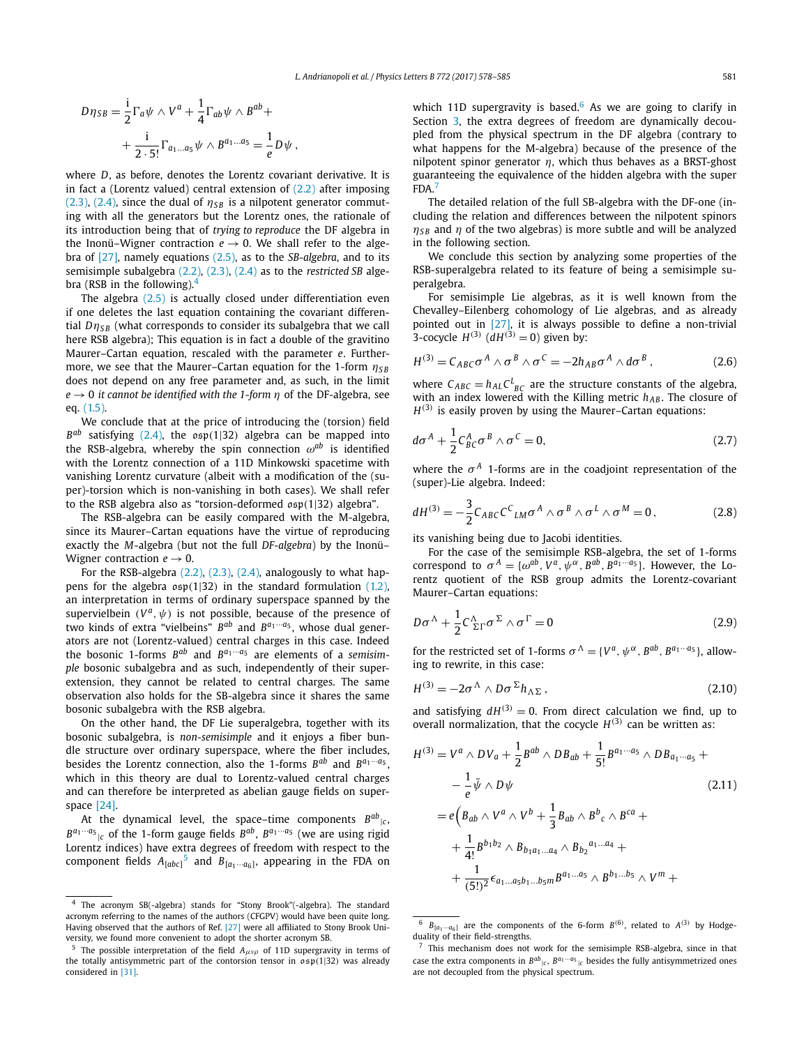$$D\eta_{SB} = \frac{\mathrm{i}}{2}\Gamma_a\psi \wedge V^a + \frac{1}{4}\Gamma_{ab}\psi \wedge B^{ab} + \\ + \frac{\mathrm{i}}{2\cdot 5!}\Gamma_{a_1\dots a_5}\psi \wedge B^{a_1\dots a_5} = \frac{1}{e}D\psi\,,$$

where $D$, as before, denotes the Lorentz covariant derivative. It is in fact a (Lorentz valued) central extension of (2.2) after imposing (2.3), (2.4), since the dual of $\eta_{SB}$ is a nilpotent generator commuting with all the generators but the Lorentz ones, the rationale of its introduction being that of *trying to reproduce* the DF algebra in the Inonü–Wigner contraction $e \to 0$. We shall refer to the algebra of [27], namely equations (2.5), as to the *SB-algebra*, and to its semisimple subalgebra (2.2), (2.3), (2.4) as to the *restricted SB* algebra (RSB in the following).[4]

The algebra (2.5) is actually closed under differentiation even if one deletes the last equation containing the covariant differential $D\eta_{SB}$ (what corresponds to consider its subalgebra that we call here RSB algebra); This equation is in fact a double of the gravitino Maurer–Cartan equation, rescaled with the parameter $e$. Furthermore, we see that the Maurer–Cartan equation for the 1-form $\eta_{SB}$ does not depend on any free parameter and, as such, in the limit $e \to 0$ *it cannot be identified with the 1-form* $\eta$ of the DF-algebra, see eq. (1.5).

We conclude that at the price of introducing the (torsion) field $B^{ab}$ satisfying (2.4), the $\mathfrak{osp}(1|32)$ algebra can be mapped into the RSB-algebra, whereby the spin connection $\omega^{ab}$ is identified with the Lorentz connection of a 11D Minkowski spacetime with vanishing Lorentz curvature (albeit with a modification of the (super)-torsion which is non-vanishing in both cases). We shall refer to the RSB algebra also as "torsion-deformed $\mathfrak{osp}(1|32)$ algebra".

The RSB-algebra can be easily compared with the M-algebra, since its Maurer–Cartan equations have the virtue of reproducing exactly the *M*-algebra (but not the full *DF-algebra*) by the Inonü–Wigner contraction $e \to 0$.

For the RSB-algebra (2.2), (2.3), (2.4), analogously to what happens for the algebra $\mathfrak{osp}(1|32)$ in the standard formulation (1.2), an interpretation in terms of ordinary superspace spanned by the supervielbein $(V^a, \psi)$ is not possible, because of the presence of two kinds of extra "vielbeins" $B^{ab}$ and $B^{a_1\cdots a_5}$, whose dual generators are not (Lorentz-valued) central charges in this case. Indeed the bosonic 1-forms $B^{ab}$ and $B^{a_1\cdots a_5}$ are elements of a *semisimple* bosonic subalgebra and as such, independently of their superextension, they cannot be related to central charges. The same observation also holds for the SB-algebra since it shares the same bosonic subalgebra with the RSB algebra.

On the other hand, the DF Lie superalgebra, together with its bosonic subalgebra, is *non-semisimple* and it enjoys a fiber bundle structure over ordinary superspace, where the fiber includes, besides the Lorentz connection, also the 1-forms $B^{ab}$ and $B^{a_1\cdots a_5}$, which in this theory are dual to Lorentz-valued central charges and can therefore be interpreted as abelian gauge fields on superspace [24].

At the dynamical level, the space–time components ${B^{ab}}_{|c}$, ${B^{a_1\cdots a_5}}_{|c}$ of the 1-form gauge fields $B^{ab}$, $B^{a_1\cdots a_5}$ (we are using rigid Lorentz indices) have extra degrees of freedom with respect to the component fields $A_{[abc]}$[5] and $B_{[a_1\cdots a_6]}$, appearing in the FDA on which 11D supergravity is based.[6] As we are going to clarify in Section 3, the extra degrees of freedom are dynamically decoupled from the physical spectrum in the DF algebra (contrary to what happens for the M-algebra) because of the presence of the nilpotent spinor generator $\eta$, which thus behaves as a BRST-ghost guaranteeing the equivalence of the hidden algebra with the super FDA.[7]

The detailed relation of the full SB-algebra with the DF-one (including the relation and differences between the nilpotent spinors $\eta_{SB}$ and $\eta$ of the two algebras) is more subtle and will be analyzed in the following section.

We conclude this section by analyzing some properties of the RSB-superalgebra related to its feature of being a semisimple superalgebra.

For semisimple Lie algebras, as it is well known from the Chevalley–Eilenberg cohomology of Lie algebras, and as already pointed out in [27], it is always possible to define a non-trivial 3-cocycle $H^{(3)}$ ($dH^{(3)}=0$) given by:

$$H^{(3)} = C_{ABC}\sigma^A \wedge \sigma^B \wedge \sigma^C = -2h_{AB}\sigma^A \wedge d\sigma^B\,, \tag{2.6}$$

where $C_{ABC} = h_{AL}{C^L}_{BC}$ are the structure constants of the algebra, with an index lowered with the Killing metric $h_{AB}$. The closure of $H^{(3)}$ is easily proven by using the Maurer–Cartan equations:

$$d\sigma^A + \frac{1}{2}C^A_{BC}\sigma^B \wedge \sigma^C = 0, \tag{2.7}$$

where the $\sigma^A$ 1-forms are in the coadjoint representation of the (super)-Lie algebra. Indeed:

$$dH^{(3)} = -\frac{3}{2}C_{ABC}{C^C}_{LM}\sigma^A \wedge \sigma^B \wedge \sigma^L \wedge \sigma^M = 0\,, \tag{2.8}$$

its vanishing being due to Jacobi identities.

For the case of the semisimple RSB-algebra, the set of 1-forms correspond to $\sigma^A = \{\omega^{ab}, V^a, \psi^\alpha, B^{ab}, B^{a_1\cdots a_5}\}$. However, the Lorentz quotient of the RSB group admits the Lorentz-covariant Maurer–Cartan equations:

$$D\sigma^\Lambda + \frac{1}{2}C^\Lambda_{\Sigma\Gamma}\sigma^\Sigma \wedge \sigma^\Gamma = 0 \tag{2.9}$$

for the restricted set of 1-forms $\sigma^\Lambda = \{V^a, \psi^\alpha, B^{ab}, B^{a_1\cdots a_5}\}$, allowing to rewrite, in this case:

$$H^{(3)} = -2\sigma^\Lambda \wedge D\sigma^\Sigma h_{\Lambda\Sigma}\,, \tag{2.10}$$

and satisfying $dH^{(3)} = 0$. From direct calculation we find, up to overall normalization, that the cocycle $H^{(3)}$ can be written as:

$$\begin{aligned} H^{(3)} &= V^a \wedge DV_a + \frac{1}{2}B^{ab} \wedge DB_{ab} + \frac{1}{5!}B^{a_1\cdots a_5} \wedge DB_{a_1\cdots a_5} + \\ &\quad - \frac{1}{e}\bar\psi \wedge D\psi \\ &= e\Big(B_{ab} \wedge V^a \wedge V^b + \frac{1}{3}B_{ab} \wedge {B^b}_c \wedge B^{ca} + \\ &\quad + \frac{1}{4!}B^{b_1b_2} \wedge B_{b_1a_1\dots a_4} \wedge {B_{b_2}}^{a_1\dots a_4} + \\ &\quad + \frac{1}{(5!)^2}\epsilon_{a_1\dots a_5b_1\dots b_5m}B^{a_1\dots a_5} \wedge B^{b_1\dots b_5} \wedge V^m + \end{aligned} \tag{2.11}$$

---

[4] The acronym SB(-algebra) stands for "Stony Brook"(-algebra). The standard acronym referring to the names of the authors (CFGPV) would have been quite long. Having observed that the authors of Ref. [27] were all affiliated to Stony Brook University, we found more convenient to adopt the shorter acronym SB.

[5] The possible interpretation of the field $A_{\mu\nu\rho}$ of 11D supergravity in terms of the totally antisymmetric part of the contorsion tensor in $\mathfrak{osp}(1|32)$ was already considered in [31].

[6] $B_{[a_1\cdots a_6]}$ are the components of the 6-form $B^{(6)}$, related to $A^{(3)}$ by Hodge-duality of their field-strengths.

[7] This mechanism does not work for the semisimple RSB-algebra, since in that case the extra components in ${B^{ab}}_{|c}$, ${B^{a_1\cdots a_5}}_{|c}$ besides the fully antisymmetrized ones are not decoupled from the physical spectrum.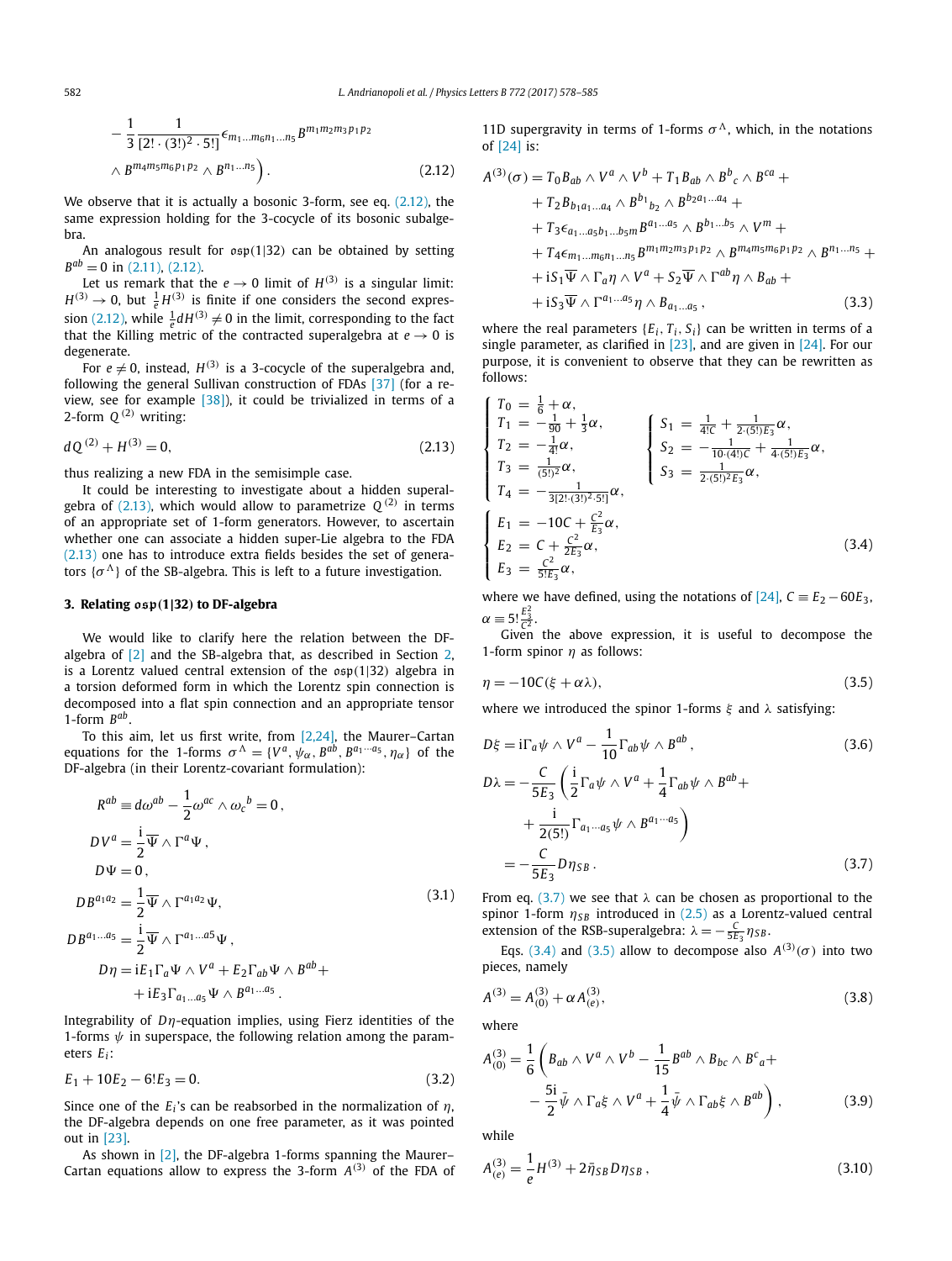$$
-\frac{1}{3}\frac{1}{[2!\cdot(3!)^2\cdot 5!]}\epsilon_{m_1\dots m_6 n_1\dots n_5}B^{m_1m_2m_3p_1p_2}
$$

$$
\wedge B^{m_4m_5m_6p_1p_2}\wedge B^{n_1\dots n_5}\Big). \tag{2.12}
$$

We observe that it is actually a bosonic 3-form, see eq. (2.12), the same expression holding for the 3-cocycle of its bosonic subalgebra.

An analogous result for $\mathfrak{osp}(1|32)$ can be obtained by setting $B^{ab}=0$ in (2.11), (2.12).

Let us remark that the $e\to 0$ limit of $H^{(3)}$ is a singular limit: $H^{(3)}\to 0$, but $\frac{1}{e}H^{(3)}$ is finite if one considers the second expression (2.12), while $\frac{1}{e}dH^{(3)}\neq 0$ in the limit, corresponding to the fact that the Killing metric of the contracted superalgebra at $e\to 0$ is degenerate.

For $e\neq 0$, instead, $H^{(3)}$ is a 3-cocycle of the superalgebra and, following the general Sullivan construction of FDAs [37] (for a review, see for example [38]), it could be trivialized in terms of a 2-form $Q^{(2)}$ writing:

$$
dQ^{(2)}+H^{(3)}=0, \tag{2.13}
$$

thus realizing a new FDA in the semisimple case.

It could be interesting to investigate about a hidden superalgebra of (2.13), which would allow to parametrize $Q^{(2)}$ in terms of an appropriate set of 1-form generators. However, to ascertain whether one can associate a hidden super-Lie algebra to the FDA (2.13) one has to introduce extra fields besides the set of generators $\{\sigma^\Lambda\}$ of the SB-algebra. This is left to a future investigation.

## 3. Relating $\mathfrak{osp}(1|32)$ to DF-algebra

We would like to clarify here the relation between the DF-algebra of [2] and the SB-algebra that, as described in Section 2, is a Lorentz valued central extension of the $\mathfrak{osp}(1|32)$ algebra in a torsion deformed form in which the Lorentz spin connection is decomposed into a flat spin connection and an appropriate tensor 1-form $B^{ab}$.

To this aim, let us first write, from [2,24], the Maurer–Cartan equations for the 1-forms $\sigma^\Lambda=\{V^a,\psi_\alpha,B^{ab},B^{a_1\dots a_5},\eta_\alpha\}$ of the DF-algebra (in their Lorentz-covariant formulation):

$$
\begin{aligned}
R^{ab}&\equiv d\omega^{ab}-\frac{1}{2}\omega^{ac}\wedge\omega_c{}^b=0\,,\\
DV^a&=\frac{i}{2}\overline{\Psi}\wedge\Gamma^a\Psi\,,\\
D\Psi&=0\,,\\
DB^{a_1a_2}&=\frac{1}{2}\overline{\Psi}\wedge\Gamma^{a_1a_2}\Psi,\\
DB^{a_1\dots a_5}&=\frac{i}{2}\overline{\Psi}\wedge\Gamma^{a_1\dots a_5}\Psi\,,\\
D\eta&=iE_1\Gamma_a\Psi\wedge V^a+E_2\Gamma_{ab}\Psi\wedge B^{ab}+\\
&\quad+iE_3\Gamma_{a_1\dots a_5}\Psi\wedge B^{a_1\dots a_5}\,.
\end{aligned} \tag{3.1}
$$

Integrability of $D\eta$-equation implies, using Fierz identities of the 1-forms $\psi$ in superspace, the following relation among the parameters $E_i$:

$$
E_1+10E_2-6!E_3=0. \tag{3.2}
$$

Since one of the $E_i$'s can be reabsorbed in the normalization of $\eta$, the DF-algebra depends on one free parameter, as it was pointed out in [23].

As shown in [2], the DF-algebra 1-forms spanning the Maurer–Cartan equations allow to express the 3-form $A^{(3)}$ of the FDA of 11D supergravity in terms of 1-forms $\sigma^\Lambda$, which, in the notations of [24] is:

$$
\begin{aligned}
A^{(3)}(\sigma)&=T_0B_{ab}\wedge V^a\wedge V^b+T_1B_{ab}\wedge B^b{}_c\wedge B^{ca}+\\
&+T_2B_{b_1a_1\dots a_4}\wedge B^{b_1}{}_{b_2}\wedge B^{b_2a_1\dots a_4}+\\
&+T_3\epsilon_{a_1\dots a_5b_1\dots b_5m}B^{a_1\dots a_5}\wedge B^{b_1\dots b_5}\wedge V^m+\\
&+T_4\epsilon_{m_1\dots m_6n_1\dots n_5}B^{m_1m_2m_3p_1p_2}\wedge B^{m_4m_5m_6p_1p_2}\wedge B^{n_1\dots n_5}+\\
&+iS_1\overline{\Psi}\wedge\Gamma_a\eta\wedge V^a+S_2\overline{\Psi}\wedge\Gamma^{ab}\eta\wedge B_{ab}+\\
&+iS_3\overline{\Psi}\wedge\Gamma^{a_1\dots a_5}\eta\wedge B_{a_1\dots a_5}\,,
\end{aligned} \tag{3.3}
$$

where the real parameters $\{E_i,T_i,S_i\}$ can be written in terms of a single parameter, as clarified in [23], and are given in [24]. For our purpose, it is convenient to observe that they can be rewritten as follows:

$$
\left\{
\begin{aligned}
T_0&=\tfrac{1}{6}+\alpha,\\
T_1&=-\tfrac{1}{90}+\tfrac{1}{3}\alpha,\\
T_2&=-\tfrac{1}{4!}\alpha,\\
T_3&=\tfrac{1}{(5!)^2}\alpha,\\
T_4&=-\tfrac{1}{3[2!\cdot(3!)^2\cdot 5!]}\alpha,
\end{aligned}\right.
\qquad
\left\{
\begin{aligned}
S_1&=\tfrac{1}{4!C}+\tfrac{1}{2\cdot(5!)E_3}\alpha,\\
S_2&=-\tfrac{1}{10\cdot(4!)C}+\tfrac{1}{4\cdot(5!)E_3}\alpha,\\
S_3&=\tfrac{1}{2\cdot(5!)^2E_3}\alpha,
\end{aligned}\right.
$$

$$
\left\{
\begin{aligned}
E_1&=-10C+\tfrac{C^2}{E_3}\alpha,\\
E_2&=C+\tfrac{C^2}{2E_3}\alpha,\\
E_3&=\tfrac{C^2}{5!E_3}\alpha,
\end{aligned}\right. \tag{3.4}
$$

where we have defined, using the notations of [24], $C\equiv E_2-60E_3$, $\alpha\equiv 5!\frac{E_3^2}{C^2}$.

Given the above expression, it is useful to decompose the 1-form spinor $\eta$ as follows:

$$
\eta=-10C(\xi+\alpha\lambda), \tag{3.5}
$$

where we introduced the spinor 1-forms $\xi$ and $\lambda$ satisfying:

$$
D\xi=i\Gamma_a\psi\wedge V^a-\frac{1}{10}\Gamma_{ab}\psi\wedge B^{ab}\,, \tag{3.6}
$$

$$
\begin{aligned}
D\lambda&=-\frac{C}{5E_3}\left(\frac{i}{2}\Gamma_a\psi\wedge V^a+\frac{1}{4}\Gamma_{ab}\psi\wedge B^{ab}+\right.\\
&\quad\left.+\frac{i}{2(5!)}\Gamma_{a_1\dots a_5}\psi\wedge B^{a_1\dots a_5}\right)\\
&=-\frac{C}{5E_3}D\eta_{SB}\,.
\end{aligned} \tag{3.7}
$$

From eq. (3.7) we see that $\lambda$ can be chosen as proportional to the spinor 1-form $\eta_{SB}$ introduced in (2.5) as a Lorentz-valued central extension of the RSB-superalgebra: $\lambda=-\frac{C}{5E_3}\eta_{SB}$.

Eqs. (3.4) and (3.5) allow to decompose also $A^{(3)}(\sigma)$ into two pieces, namely

$$
A^{(3)}=A^{(3)}_{(0)}+\alpha A^{(3)}_{(e)}, \tag{3.8}
$$

where

$$
\begin{aligned}
A^{(3)}_{(0)}=\frac{1}{6}\bigg(&B_{ab}\wedge V^a\wedge V^b-\frac{1}{15}B^{ab}\wedge B_{bc}\wedge B^c{}_a+\\
&-\frac{5i}{2}\bar{\psi}\wedge\Gamma_a\xi\wedge V^a+\frac{1}{4}\bar{\psi}\wedge\Gamma_{ab}\xi\wedge B^{ab}\bigg)\,,
\end{aligned} \tag{3.9}
$$

while

$$
A^{(3)}_{(e)}=\frac{1}{e}H^{(3)}+2\bar{\eta}_{SB}D\eta_{SB}\,, \tag{3.10}
$$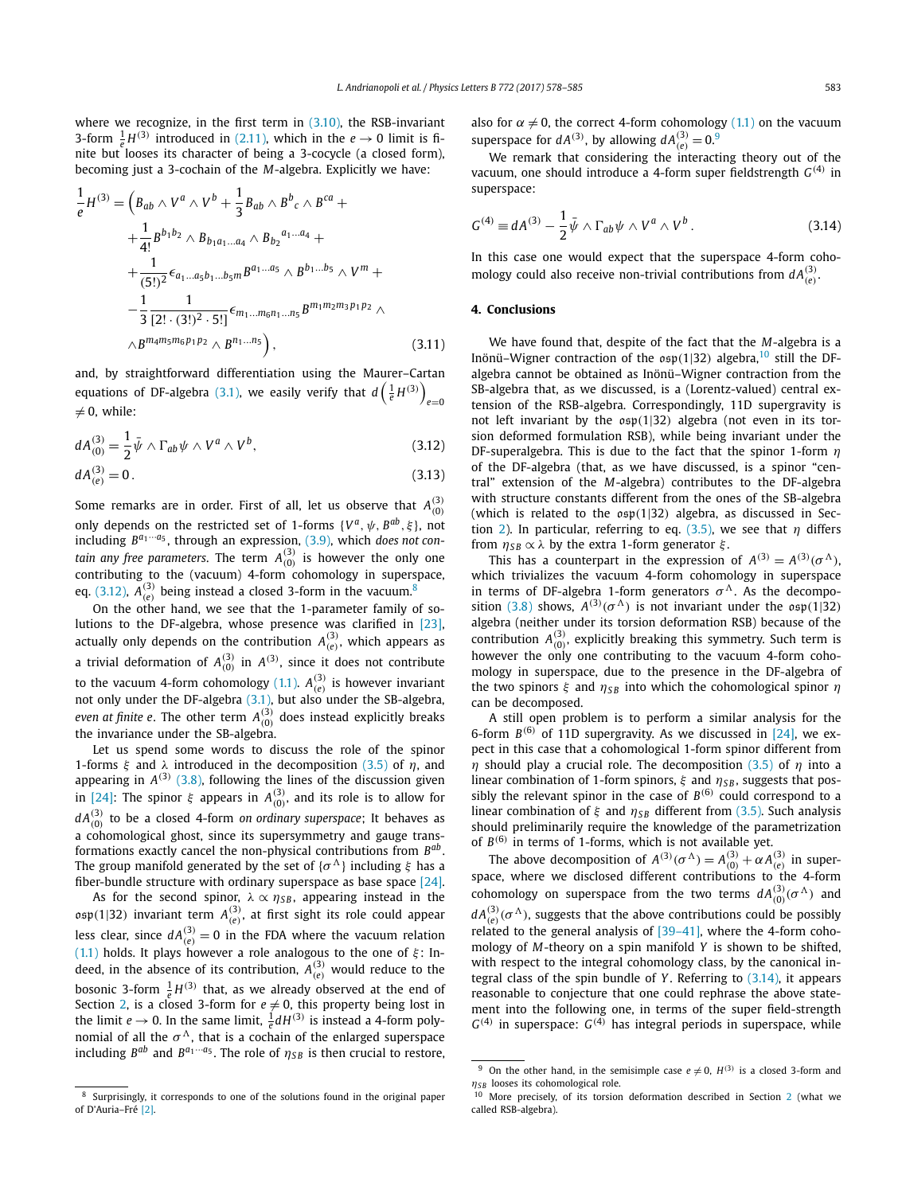where we recognize, in the first term in (3.10), the RSB-invariant 3-form $\frac{1}{e}H^{(3)}$ introduced in (2.11), which in the $e \to 0$ limit is finite but looses its character of being a 3-cocycle (a closed form), becoming just a 3-cochain of the $M$-algebra. Explicitly we have:

$$
\begin{aligned}
\frac{1}{e}H^{(3)} = \Big( & B_{ab} \wedge V^a \wedge V^b + \frac{1}{3} B_{ab} \wedge B^b{}_c \wedge B^{ca} + \\
& + \frac{1}{4!} B^{b_1 b_2} \wedge B_{b_1 a_1 \dots a_4} \wedge B_{b_2}{}^{a_1 \dots a_4} + \\
& + \frac{1}{(5!)^2} \epsilon_{a_1 \dots a_5 b_1 \dots b_5 m} B^{a_1 \dots a_5} \wedge B^{b_1 \dots b_5} \wedge V^m + \\
& - \frac{1}{3} \frac{1}{[2! \cdot (3!)^2 \cdot 5!]} \epsilon_{m_1 \dots m_6 n_1 \dots n_5} B^{m_1 m_2 m_3 p_1 p_2} \wedge \\
& \wedge B^{m_4 m_5 m_6 p_1 p_2} \wedge B^{n_1 \dots n_5} \Big),
\end{aligned}
\tag{3.11}
$$

and, by straightforward differentiation using the Maurer–Cartan equations of DF-algebra (3.1), we easily verify that $d\left(\frac{1}{e}H^{(3)}\right)_{e=0} \neq 0$, while:

$$
dA^{(3)}_{(0)} = \frac{1}{2} \bar{\psi} \wedge \Gamma_{ab} \psi \wedge V^a \wedge V^b, \tag{3.12}
$$

$$
dA^{(3)}_{(e)} = 0 \,. \tag{3.13}
$$

Some remarks are in order. First of all, let us observe that $A^{(3)}_{(0)}$ only depends on the restricted set of 1-forms $\{V^a, \psi, B^{ab}, \xi\}$, not including $B^{a_1 \cdots a_5}$, through an expression, (3.9), which *does not contain any free parameters*. The term $A^{(3)}_{(0)}$ is however the only one contributing to the (vacuum) 4-form cohomology in superspace, eq. (3.12), $A^{(3)}_{(e)}$ being instead a closed 3-form in the vacuum.[8]

On the other hand, we see that the 1-parameter family of solutions to the DF-algebra, whose presence was clarified in [23], actually only depends on the contribution $A^{(3)}_{(e)}$, which appears as a trivial deformation of $A^{(3)}_{(0)}$ in $A^{(3)}$, since it does not contribute to the vacuum 4-form cohomology (1.1). $A^{(3)}_{(e)}$ is however invariant not only under the DF-algebra (3.1), but also under the SB-algebra, *even at finite e*. The other term $A^{(3)}_{(0)}$ does instead explicitly breaks the invariance under the SB-algebra.

Let us spend some words to discuss the role of the spinor 1-forms $\xi$ and $\lambda$ introduced in the decomposition (3.5) of $\eta$, and appearing in $A^{(3)}$ (3.8), following the lines of the discussion given in [24]: The spinor $\xi$ appears in $A^{(3)}_{(0)}$, and its role is to allow for $dA^{(3)}_{(0)}$ to be a closed 4-form *on ordinary superspace*; It behaves as a cohomological ghost, since its supersymmetry and gauge transformations exactly cancel the non-physical contributions from $B^{ab}$. The group manifold generated by the set of $\{\sigma^\Lambda\}$ including $\xi$ has a fiber-bundle structure with ordinary superspace as base space [24].

As for the second spinor, $\lambda \propto \eta_{SB}$, appearing instead in the $\mathfrak{osp}(1|32)$ invariant term $A^{(3)}_{(e)}$, at first sight its role could appear less clear, since $dA^{(3)}_{(e)} = 0$ in the FDA where the vacuum relation (1.1) holds. It plays however a role analogous to the one of $\xi$: Indeed, in the absence of its contribution, $A^{(3)}_{(e)}$ would reduce to the bosonic 3-form $\frac{1}{e}H^{(3)}$ that, as we already observed at the end of Section 2, is a closed 3-form for $e \neq 0$, this property being lost in the limit $e \to 0$. In the same limit, $\frac{1}{e}dH^{(3)}$ is instead a 4-form polynomial of all the $\sigma^\Lambda$, that is a cochain of the enlarged superspace including $B^{ab}$ and $B^{a_1 \dots a_5}$. The role of $\eta_{SB}$ is then crucial to restore, also for $\alpha \neq 0$, the correct 4-form cohomology (1.1) on the vacuum superspace for $dA^{(3)}$, by allowing $dA^{(3)}_{(e)} = 0$.[9]

We remark that considering the interacting theory out of the vacuum, one should introduce a 4-form super fieldstrength $G^{(4)}$ in superspace:

$$
G^{(4)} \equiv dA^{(3)} - \frac{1}{2} \bar{\psi} \wedge \Gamma_{ab} \psi \wedge V^a \wedge V^b \,. \tag{3.14}
$$

In this case one would expect that the superspace 4-form cohomology could also receive non-trivial contributions from $dA^{(3)}_{(e)}$.

## 4. Conclusions

We have found that, despite of the fact that the $M$-algebra is a Inönü–Wigner contraction of the $\mathfrak{osp}(1|32)$ algebra,[10] still the DF-algebra cannot be obtained as Inönü–Wigner contraction from the SB-algebra that, as we discussed, is a (Lorentz-valued) central extension of the RSB-algebra. Correspondingly, 11D supergravity is not left invariant by the $\mathfrak{osp}(1|32)$ algebra (not even in its torsion deformed formulation RSB), while being invariant under the DF-superalgebra. This is due to the fact that the spinor 1-form $\eta$ of the DF-algebra (that, as we have discussed, is a spinor "central" extension of the $M$-algebra) contributes to the DF-algebra with structure constants different from the ones of the SB-algebra (which is related to the $\mathfrak{osp}(1|32)$ algebra, as discussed in Section 2). In particular, referring to eq. (3.5), we see that $\eta$ differs from $\eta_{SB} \propto \lambda$ by the extra 1-form generator $\xi$.

This has a counterpart in the expression of $A^{(3)} = A^{(3)}(\sigma^\Lambda)$, which trivializes the vacuum 4-form cohomology in superspace in terms of DF-algebra 1-form generators $\sigma^\Lambda$. As the decomposition (3.8) shows, $A^{(3)}(\sigma^\Lambda)$ is not invariant under the $\mathfrak{osp}(1|32)$ algebra (neither under its torsion deformation RSB) because of the contribution $A^{(3)}_{(0)}$, explicitly breaking this symmetry. Such term is however the only one contributing to the vacuum 4-form cohomology in superspace, due to the presence in the DF-algebra of the two spinors $\xi$ and $\eta_{SB}$ into which the cohomological spinor $\eta$ can be decomposed.

A still open problem is to perform a similar analysis for the 6-form $B^{(6)}$ of 11D supergravity. As we discussed in [24], we expect in this case that a cohomological 1-form spinor different from $\eta$ should play a crucial role. The decomposition (3.5) of $\eta$ into a linear combination of 1-form spinors, $\xi$ and $\eta_{SB}$, suggests that possibly the relevant spinor in the case of $B^{(6)}$ could correspond to a linear combination of $\xi$ and $\eta_{SB}$ different from (3.5). Such analysis should preliminarily require the knowledge of the parametrization of $B^{(6)}$ in terms of 1-forms, which is not available yet.

The above decomposition of $A^{(3)}(\sigma^\Lambda) = A^{(3)}_{(0)} + \alpha A^{(3)}_{(e)}$ in superspace, where we disclosed different contributions to the 4-form cohomology on superspace from the two terms $dA^{(3)}_{(0)}(\sigma^\Lambda)$ and $dA^{(3)}_{(e)}(\sigma^\Lambda)$, suggests that the above contributions could be possibly related to the general analysis of [39–41], where the 4-form cohomology of $M$-theory on a spin manifold $Y$ is shown to be shifted, with respect to the integral cohomology class, by the canonical integral class of the spin bundle of $Y$. Referring to (3.14), it appears reasonable to conjecture that one could rephrase the above statement into the following one, in terms of the super field-strength $G^{(4)}$ in superspace: $G^{(4)}$ has integral periods in superspace, while

---

[8] Surprisingly, it corresponds to one of the solutions found in the original paper of D'Auria–Fré [2].

[9] On the other hand, in the semisimple case $e \neq 0$, $H^{(3)}$ is a closed 3-form and $\eta_{SB}$ looses its cohomological role.

[10] More precisely, of its torsion deformation described in Section 2 (what we called RSB-algebra).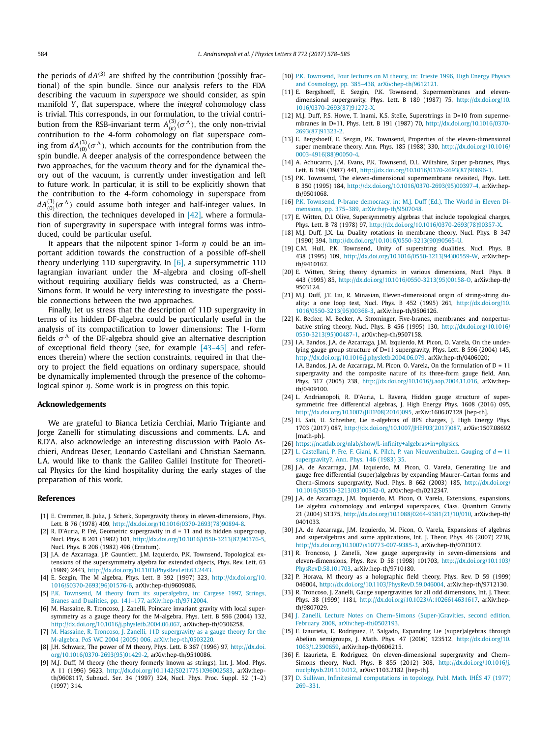the periods of $dA^{(3)}$ are shifted by the contribution (possibly fractional) of the spin bundle. Since our analysis refers to the FDA describing the vacuum in *superspace* we should consider, as spin manifold $Y$, flat superspace, where the *integral* cohomology class is trivial. This corresponds, in our formulation, to the trivial contribution from the RSB-invariant term $A^{(3)}_{(e)}(\sigma^\Lambda)$, the only non-trivial contribution to the 4-form cohomology on flat superspace coming from $dA^{(3)}_{(0)}(\sigma^\Lambda)$, which accounts for the contribution from the spin bundle. A deeper analysis of the correspondence between the two approaches, for the vacuum theory and for the dynamical theory out of the vacuum, is currently under investigation and left to future work. In particular, it is still to be explicitly shown that the contribution to the 4-form cohomology in superspace from $dA^{(3)}_{(0)}(\sigma^\Lambda)$ could assume both integer and half-integer values. In this direction, the techniques developed in [42], where a formulation of supergravity in superspace with integral forms was introduced, could be particular useful.

It appears that the nilpotent spinor 1-form $\eta$ could be an important addition towards the construction of a possible off-shell theory underlying 11D supergravity. In [6], a supersymmetric 11D lagrangian invariant under the *M*-algebra and closing off-shell without requiring auxiliary fields was constructed, as a Chern-Simons form. It would be very interesting to investigate the possible connections between the two approaches.

Finally, let us stress that the description of 11D supergravity in terms of its hidden DF-algebra could be particularly useful in the analysis of its compactification to lower dimensions: The 1-form fields $\sigma^\Lambda$ of the DF-algebra should give an alternative description of exceptional field theory (see, for example [43–45] and references therein) where the section constraints, required in that theory to project the field equations on ordinary superspace, should be dynamically implemented through the presence of the cohomological spinor $\eta$. Some work is in progress on this topic.

## Acknowledgements

We are grateful to Bianca Letizia Cerchiai, Mario Trigiante and Jorge Zanelli for stimulating discussions and comments. L.A. and R.D'A. also acknowledge an interesting discussion with Paolo Aschieri, Andreas Deser, Leonardo Castellani and Christian Saemann. L.A. would like to thank the Galileo Galilei Institute for Theoretical Physics for the kind hospitality during the early stages of the preparation of this work.

## References

[1] E. Cremmer, B. Julia, J. Scherk, Supergravity theory in eleven-dimensions, Phys. Lett. B 76 (1978) 409, http://dx.doi.org/10.1016/0370-2693(78)90894-8.

[2] R. D'Auria, P. Fré, Geometric supergravity in d = 11 and its hidden supergroup, Nucl. Phys. B 201 (1982) 101, http://dx.doi.org/10.1016/0550-3213(82)90376-5, Nucl. Phys. B 206 (1982) 496 (Erratum).

[3] J.A. de Azcarraga, J.P. Gauntlett, J.M. Izquierdo, P.K. Townsend, Topological extensions of the supersymmetry algebra for extended objects, Phys. Rev. Lett. 63 (1989) 2443, http://dx.doi.org/10.1103/PhysRevLett.63.2443.

[4] E. Sezgin, The M algebra, Phys. Lett. B 392 (1997) 323, http://dx.doi.org/10.1016/S0370-2693(96)01576-6, arXiv:hep-th/9609086.

[5] P.K. Townsend, M theory from its superalgebra, in: Cargese 1997, Strings, Branes and Dualities, pp. 141–177, arXiv:hep-th/9712004.

[6] M. Hassaine, R. Troncoso, J. Zanelli, Poincare invariant gravity with local supersymmetry as a gauge theory for the M-algebra, Phys. Lett. B 596 (2004) 132, http://dx.doi.org/10.1016/j.physletb.2004.06.067, arXiv:hep-th/0306258.

[7] M. Hassaine, R. Troncoso, J. Zanelli, 11D supergravity as a gauge theory for the M-algebra, PoS WC 2004 (2005) 006, arXiv:hep-th/0503220.

[8] J.H. Schwarz, The power of M theory, Phys. Lett. B 367 (1996) 97, http://dx.doi.org/10.1016/0370-2693(95)01429-2, arXiv:hep-th/9510086.

[9] M.J. Duff, M theory (the theory formerly known as strings), Int. J. Mod. Phys. A 11 (1996) 5623, http://dx.doi.org/10.1142/S0217751X96002583, arXiv:hep-th/9608117, Subnucl. Ser. 34 (1997) 324, Nucl. Phys. Proc. Suppl. 52 (1–2) (1997) 314.

[10] P.K. Townsend, Four lectures on M theory, in: Trieste 1996, High Energy Physics and Cosmology, pp. 385–438, arXiv:hep-th/9612121.

[11] E. Bergshoeff, E. Sezgin, P.K. Townsend, Supermembranes and eleven-dimensional supergravity, Phys. Lett. B 189 (1987) 75, http://dx.doi.org/10.1016/0370-2693(87)91272-X.

[12] M.J. Duff, P.S. Howe, T. Inami, K.S. Stelle, Superstrings in D=10 from supermembranes in D=11, Phys. Lett. B 191 (1987) 70, http://dx.doi.org/10.1016/0370-2693(87)91323-2.

[13] E. Bergshoeff, E. Sezgin, P.K. Townsend, Properties of the eleven-dimensional super membrane theory, Ann. Phys. 185 (1988) 330, http://dx.doi.org/10.1016/0003-4916(88)90050-4.

[14] A. Achucarro, J.M. Evans, P.K. Townsend, D.L. Wiltshire, Super p-branes, Phys. Lett. B 198 (1987) 441, http://dx.doi.org/10.1016/0370-2693(87)90896-3.

[15] P.K. Townsend, The eleven-dimensional supermembrane revisited, Phys. Lett. B 350 (1995) 184, http://dx.doi.org/10.1016/0370-2693(95)00397-4, arXiv:hep-th/9501068.

[16] P.K. Townsend, P-brane democracy, in: M.J. Duff (Ed.), The World in Eleven Dimensions, pp. 375–389, arXiv:hep-th/9507048.

[17] E. Witten, D.I. Olive, Supersymmetry algebras that include topological charges, Phys. Lett. B 78 (1978) 97, http://dx.doi.org/10.1016/0370-2693(78)90357-X.

[18] M.J. Duff, J.X. Lu, Duality rotations in membrane theory, Nucl. Phys. B 347 (1990) 394, http://dx.doi.org/10.1016/0550-3213(90)90565-U.

[19] C.M. Hull, P.K. Townsend, Unity of superstring dualities, Nucl. Phys. B 438 (1995) 109, http://dx.doi.org/10.1016/0550-3213(94)00559-W, arXiv:hep-th/9410167.

[20] E. Witten, String theory dynamics in various dimensions, Nucl. Phys. B 443 (1995) 85, http://dx.doi.org/10.1016/0550-3213(95)00158-O, arXiv:hep-th/9503124.

[21] M.J. Duff, J.T. Liu, R. Minasian, Eleven-dimensional origin of string-string duality: a one loop test, Nucl. Phys. B 452 (1995) 261, http://dx.doi.org/10.1016/0550-3213(95)00368-3, arXiv:hep-th/9506126.

[22] K. Becker, M. Becker, A. Strominger, Five-branes, membranes and nonperturbative string theory, Nucl. Phys. B 456 (1995) 130, http://dx.doi.org/10.1016/0550-3213(95)00487-1, arXiv:hep-th/9507158.

[23] I.A. Bandos, J.A. de Azcarraga, J.M. Izquierdo, M. Picon, O. Varela, On the underlying gauge group structure of D=11 supergravity, Phys. Lett. B 596 (2004) 145, http://dx.doi.org/10.1016/j.physletb.2004.06.079, arXiv:hep-th/0406020; I.A. Bandos, J.A. de Azcarraga, M. Picon, O. Varela, On the formulation of D = 11 supergravity and the composite nature of its three-form gauge field, Ann. Phys. 317 (2005) 238, http://dx.doi.org/10.1016/j.aop.2004.11.016, arXiv:hep-th/0409100.

[24] L. Andrianopoli, R. D'Auria, L. Ravera, Hidden gauge structure of supersymmetric free differential algebras, J. High Energy Phys. 1608 (2016) 095, http://dx.doi.org/10.1007/JHEP08(2016)095, arXiv:1606.07328 [hep-th].

[25] H. Sati, U. Schreiber, Lie n-algebras of BPS charges, J. High Energy Phys. 1703 (2017) 087, http://dx.doi.org/10.1007/JHEP03(2017)087, arXiv:1507.08692 [math-ph].

[26] https://ncatlab.org/nlab/show/L-infinity+algebras+in+physics.

[27] L. Castellani, P. Fre, F. Giani, K. Pilch, P. van Nieuwenhuizen, Gauging of $d = 11$ supergravity?, Ann. Phys. 146 (1983) 35.

[28] J.A. de Azcarraga, J.M. Izquierdo, M. Picon, O. Varela, Generating Lie and gauge free differential (super)algebras by expanding Maurer–Cartan forms and Chern–Simons supergravity, Nucl. Phys. B 662 (2003) 185, http://dx.doi.org/10.1016/S0550-3213(03)00342-0, arXiv:hep-th/0212347.

[29] J.A. de Azcarraga, J.M. Izquierdo, M. Picon, O. Varela, Extensions, expansions, Lie algebra cohomology and enlarged superspaces, Class. Quantum Gravity 21 (2004) S1375, http://dx.doi.org/10.1088/0264-9381/21/10/010, arXiv:hep-th/0401033.

[30] J.A. de Azcarraga, J.M. Izquierdo, M. Picon, O. Varela, Expansions of algebras and superalgebras and some applications, Int. J. Theor. Phys. 46 (2007) 2738, http://dx.doi.org/10.1007/s10773-007-9385-3, arXiv:hep-th/0703017.

[31] R. Troncoso, J. Zanelli, New gauge supergravity in seven-dimensions and eleven-dimensions, Phys. Rev. D 58 (1998) 101703, http://dx.doi.org/10.1103/PhysRevD.58.101703, arXiv:hep-th/9710180.

[32] P. Horava, M theory as a holographic field theory, Phys. Rev. D 59 (1999) 046004, http://dx.doi.org/10.1103/PhysRevD.59.046004, arXiv:hep-th/9712130.

[33] R. Troncoso, J. Zanelli, Gauge supergravities for all odd dimensions, Int. J. Theor. Phys. 38 (1999) 1181, http://dx.doi.org/10.1023/A:1026614631617, arXiv:hep-th/9807029.

[34] J. Zanelli, Lecture Notes on Chern–Simons (Super-)Gravities, second edition, February 2008, arXiv:hep-th/0502193.

[35] F. Izaurieta, E. Rodriguez, P. Salgado, Expanding Lie (super)algebras through Abelian semigroups, J. Math. Phys. 47 (2006) 123512, http://dx.doi.org/10.1063/1.2390659, arXiv:hep-th/0606215.

[36] F. Izaurieta, E. Rodriguez, On eleven-dimensional supergravity and Chern–Simons theory, Nucl. Phys. B 855 (2012) 308, http://dx.doi.org/10.1016/j.nuclphysb.2011.10.012, arXiv:1103.2182 [hep-th].

[37] D. Sullivan, Infinitesimal computations in topology, Publ. Math. IHÉS 47 (1977) 269–331.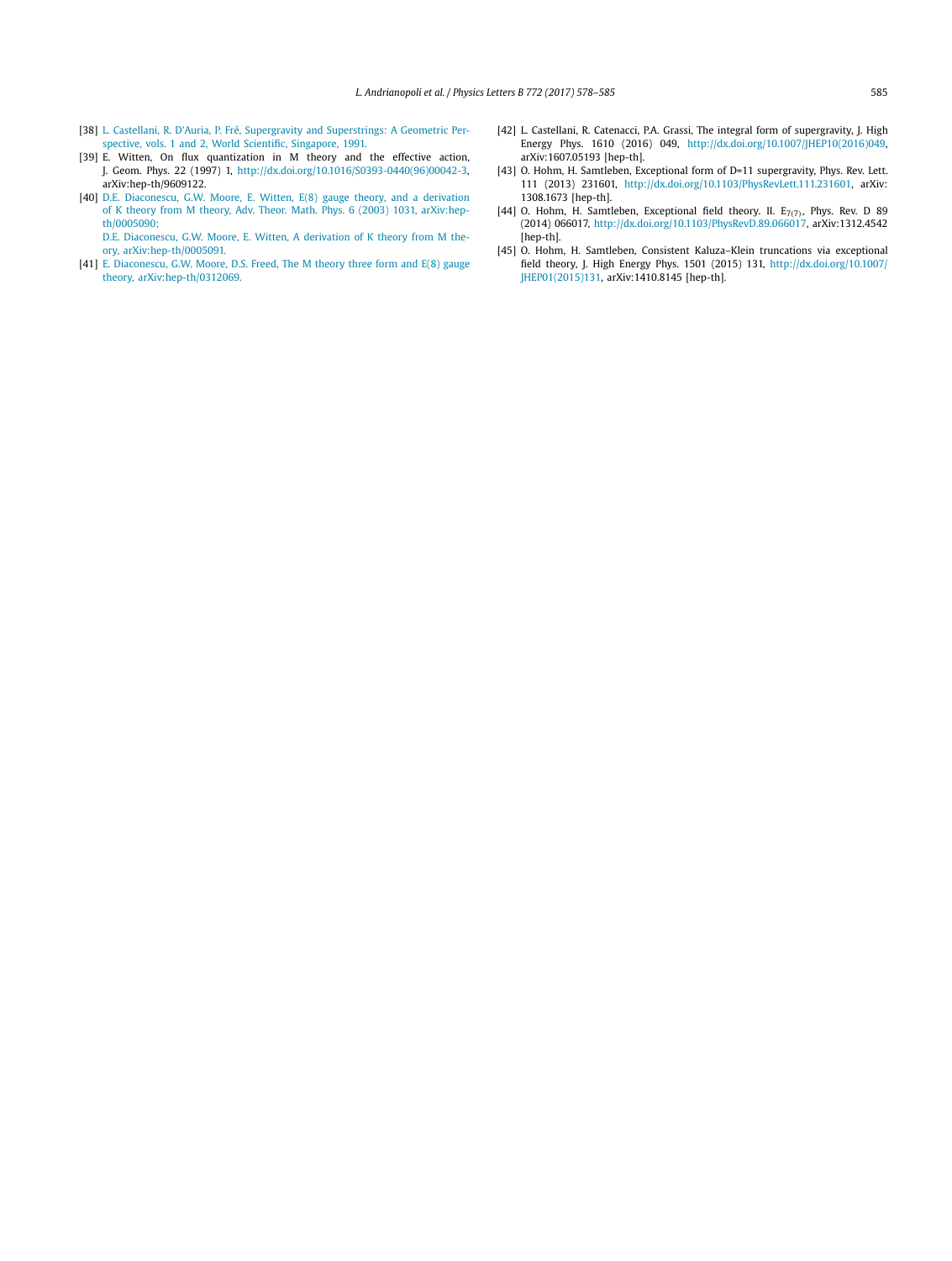[38] L. Castellani, R. D'Auria, P. Fré, Supergravity and Superstrings: A Geometric Perspective, vols. 1 and 2, World Scientific, Singapore, 1991.

[39] E. Witten, On flux quantization in M theory and the effective action, J. Geom. Phys. 22 (1997) 1, http://dx.doi.org/10.1016/S0393-0440(96)00042-3, arXiv:hep-th/9609122.

[40] D.E. Diaconescu, G.W. Moore, E. Witten, E(8) gauge theory, and a derivation of K theory from M theory, Adv. Theor. Math. Phys. 6 (2003) 1031, arXiv:hep-th/0005090;
D.E. Diaconescu, G.W. Moore, E. Witten, A derivation of K theory from M theory, arXiv:hep-th/0005091.

[41] E. Diaconescu, G.W. Moore, D.S. Freed, The M theory three form and E(8) gauge theory, arXiv:hep-th/0312069.

[42] L. Castellani, R. Catenacci, P.A. Grassi, The integral form of supergravity, J. High Energy Phys. 1610 (2016) 049, http://dx.doi.org/10.1007/JHEP10(2016)049, arXiv:1607.05193 [hep-th].

[43] O. Hohm, H. Samtleben, Exceptional form of D=11 supergravity, Phys. Rev. Lett. 111 (2013) 231601, http://dx.doi.org/10.1103/PhysRevLett.111.231601, arXiv:1308.1673 [hep-th].

[44] O. Hohm, H. Samtleben, Exceptional field theory. II. $E_{7(7)}$, Phys. Rev. D 89 (2014) 066017, http://dx.doi.org/10.1103/PhysRevD.89.066017, arXiv:1312.4542 [hep-th].

[45] O. Hohm, H. Samtleben, Consistent Kaluza–Klein truncations via exceptional field theory, J. High Energy Phys. 1501 (2015) 131, http://dx.doi.org/10.1007/JHEP01(2015)131, arXiv:1410.8145 [hep-th].